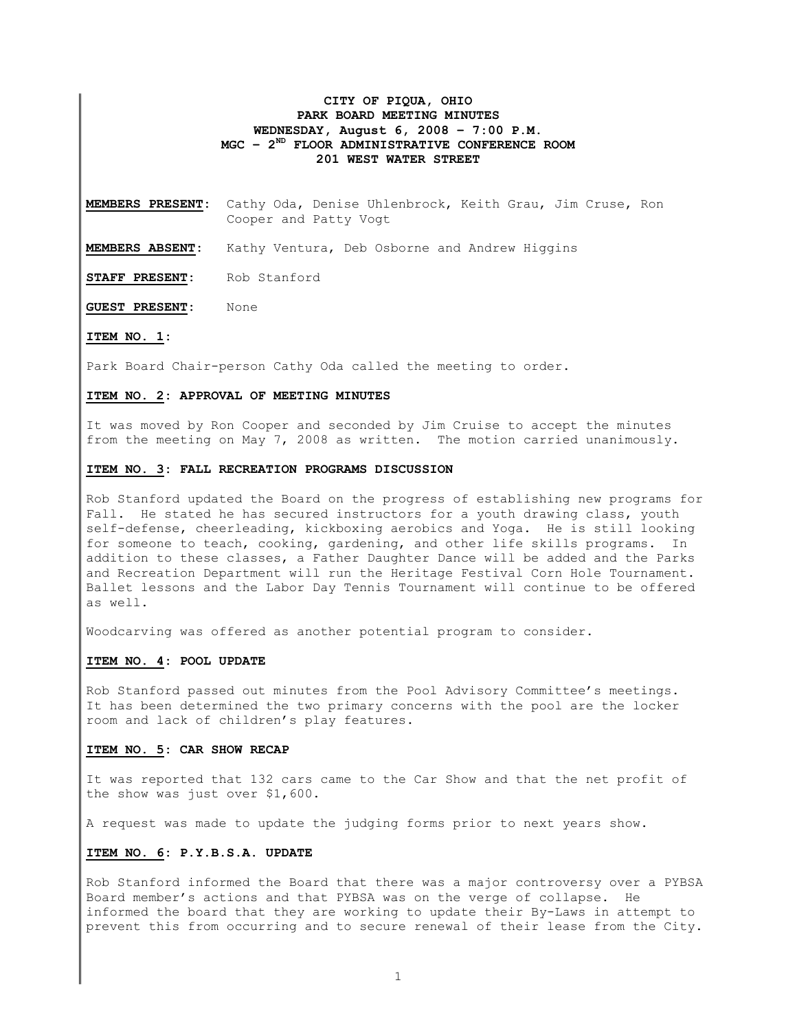**CITY OF PIQUA, OHIO**
**PARK BOARD MEETING MINUTES**
**WEDNESDAY, August 6, 2008 – 7:00 P.M.**
**MGC – 2ND FLOOR ADMINISTRATIVE CONFERENCE ROOM**
**201 WEST WATER STREET**

**MEMBERS PRESENT**: Cathy Oda, Denise Uhlenbrock, Keith Grau, Jim Cruse, Ron Cooper and Patty Vogt

**MEMBERS ABSENT**: Kathy Ventura, Deb Osborne and Andrew Higgins

**STAFF PRESENT**: Rob Stanford

**GUEST PRESENT**: None

**ITEM NO. 1**:

Park Board Chair-person Cathy Oda called the meeting to order.

**ITEM NO. 2: APPROVAL OF MEETING MINUTES**

It was moved by Ron Cooper and seconded by Jim Cruise to accept the minutes from the meeting on May 7, 2008 as written. The motion carried unanimously.

**ITEM NO. 3: FALL RECREATION PROGRAMS DISCUSSION**

Rob Stanford updated the Board on the progress of establishing new programs for Fall. He stated he has secured instructors for a youth drawing class, youth self-defense, cheerleading, kickboxing aerobics and Yoga. He is still looking for someone to teach, cooking, gardening, and other life skills programs. In addition to these classes, a Father Daughter Dance will be added and the Parks and Recreation Department will run the Heritage Festival Corn Hole Tournament. Ballet lessons and the Labor Day Tennis Tournament will continue to be offered as well.

Woodcarving was offered as another potential program to consider.

**ITEM NO. 4: POOL UPDATE**

Rob Stanford passed out minutes from the Pool Advisory Committee's meetings. It has been determined the two primary concerns with the pool are the locker room and lack of children's play features.

**ITEM NO. 5: CAR SHOW RECAP**

It was reported that 132 cars came to the Car Show and that the net profit of the show was just over $1,600.

A request was made to update the judging forms prior to next years show.

**ITEM NO. 6: P.Y.B.S.A. UPDATE**

Rob Stanford informed the Board that there was a major controversy over a PYBSA Board member's actions and that PYBSA was on the verge of collapse. He informed the board that they are working to update their By-Laws in attempt to prevent this from occurring and to secure renewal of their lease from the City.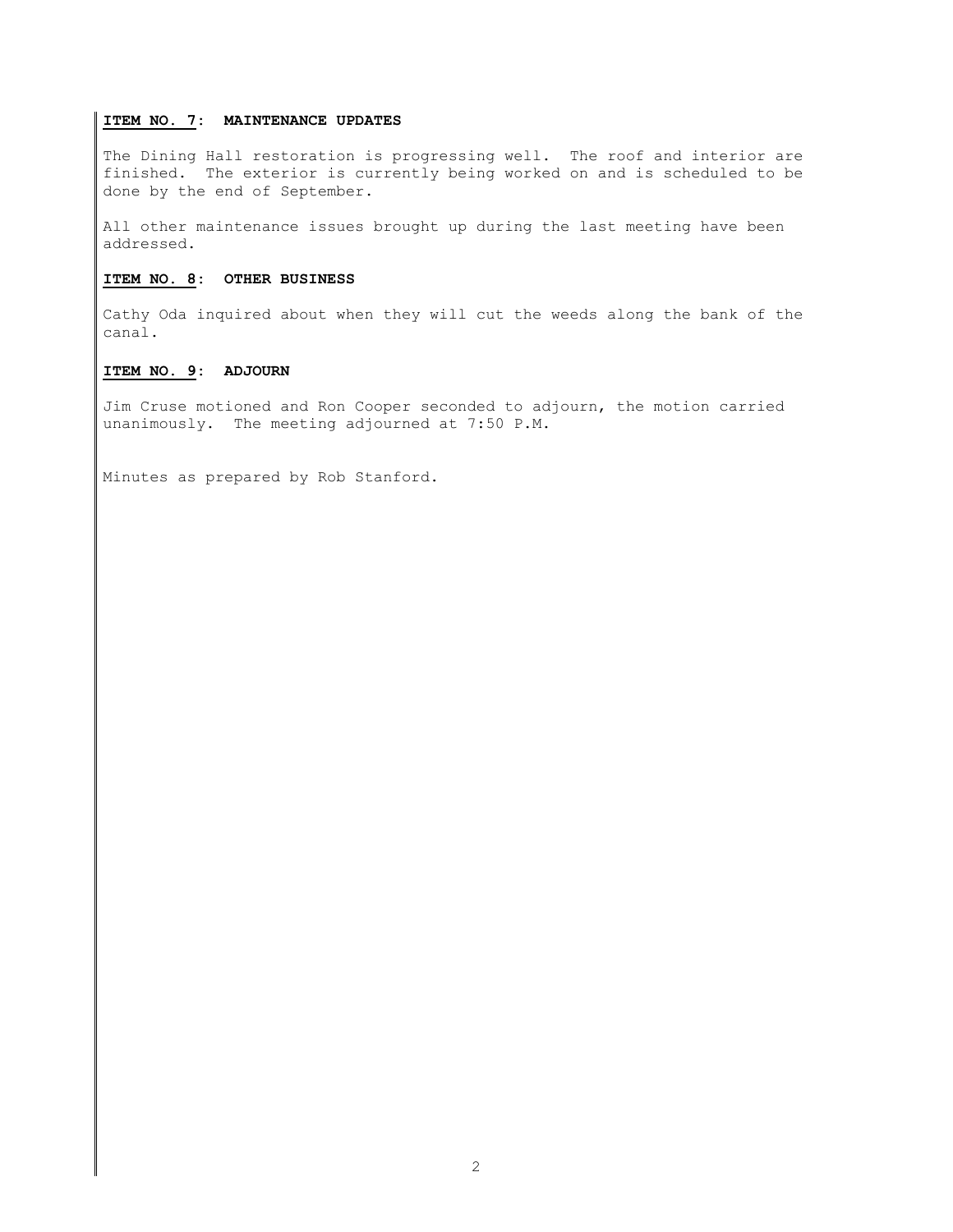**ITEM NO. 7: MAINTENANCE UPDATES**

The Dining Hall restoration is progressing well. The roof and interior are finished. The exterior is currently being worked on and is scheduled to be done by the end of September.

All other maintenance issues brought up during the last meeting have been addressed.

**ITEM NO. 8: OTHER BUSINESS**

Cathy Oda inquired about when they will cut the weeds along the bank of the canal.

**ITEM NO. 9: ADJOURN**

Jim Cruse motioned and Ron Cooper seconded to adjourn, the motion carried unanimously. The meeting adjourned at 7:50 P.M.

Minutes as prepared by Rob Stanford.